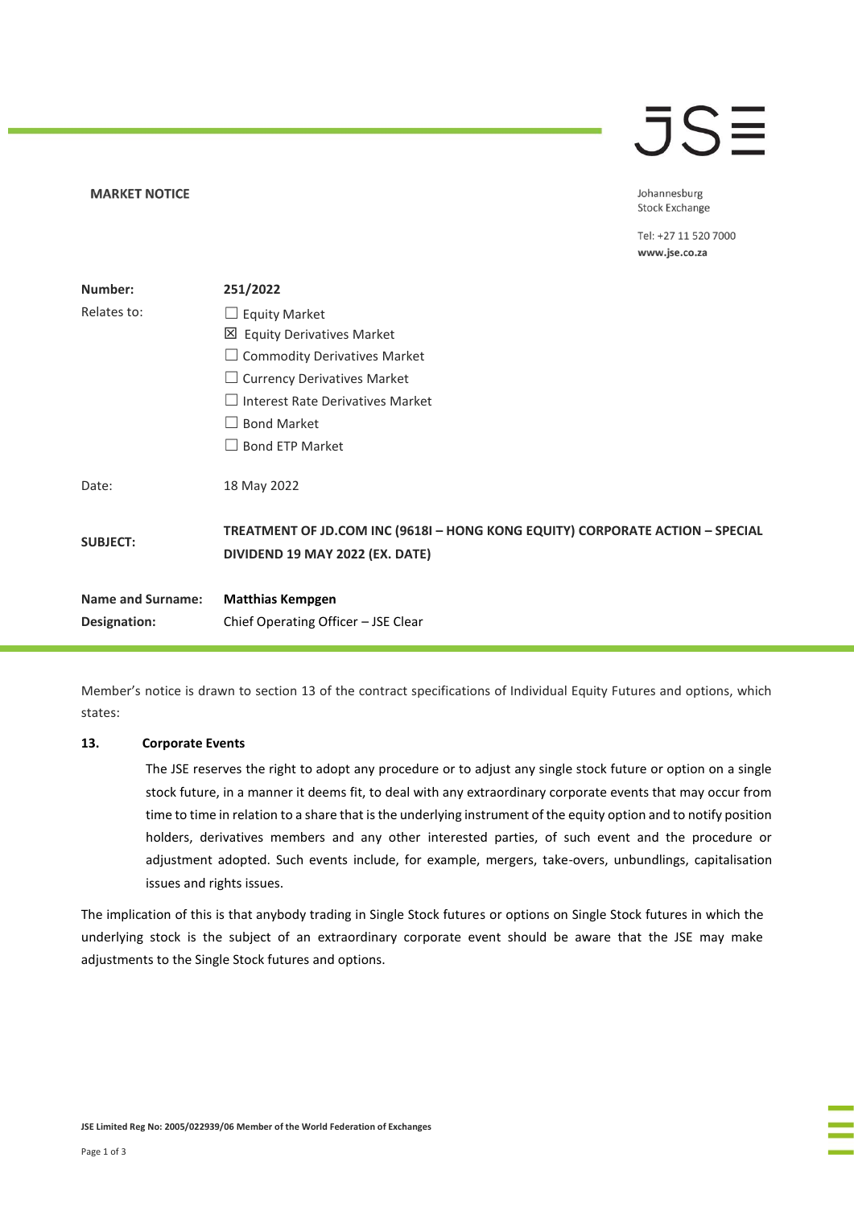**MARKET NOTICE**

Johannesburg Stock Exchange

Tel: +27 11 520 7000
**www.jse.co.za**

| | |
|---|---|
| **Number:** | **251/2022** |
| Relates to: | ☐ Equity Market<br>☒ Equity Derivatives Market<br>☐ Commodity Derivatives Market<br>☐ Currency Derivatives Market<br>☐ Interest Rate Derivatives Market<br>☐ Bond Market<br>☐ Bond ETP Market |
| Date: | 18 May 2022 |
| **SUBJECT:** | **TREATMENT OF JD.COM INC (9618I – HONG KONG EQUITY) CORPORATE ACTION – SPECIAL DIVIDEND 19 MAY 2022 (EX. DATE)** |
| **Name and Surname:** | **Matthias Kempgen** |
| **Designation:** | Chief Operating Officer – JSE Clear |

Member's notice is drawn to section 13 of the contract specifications of Individual Equity Futures and options, which states:

**13. Corporate Events**

The JSE reserves the right to adopt any procedure or to adjust any single stock future or option on a single stock future, in a manner it deems fit, to deal with any extraordinary corporate events that may occur from time to time in relation to a share that is the underlying instrument of the equity option and to notify position holders, derivatives members and any other interested parties, of such event and the procedure or adjustment adopted. Such events include, for example, mergers, take-overs, unbundlings, capitalisation issues and rights issues.

The implication of this is that anybody trading in Single Stock futures or options on Single Stock futures in which the underlying stock is the subject of an extraordinary corporate event should be aware that the JSE may make adjustments to the Single Stock futures and options.

**JSE Limited Reg No: 2005/022939/06 Member of the World Federation of Exchanges**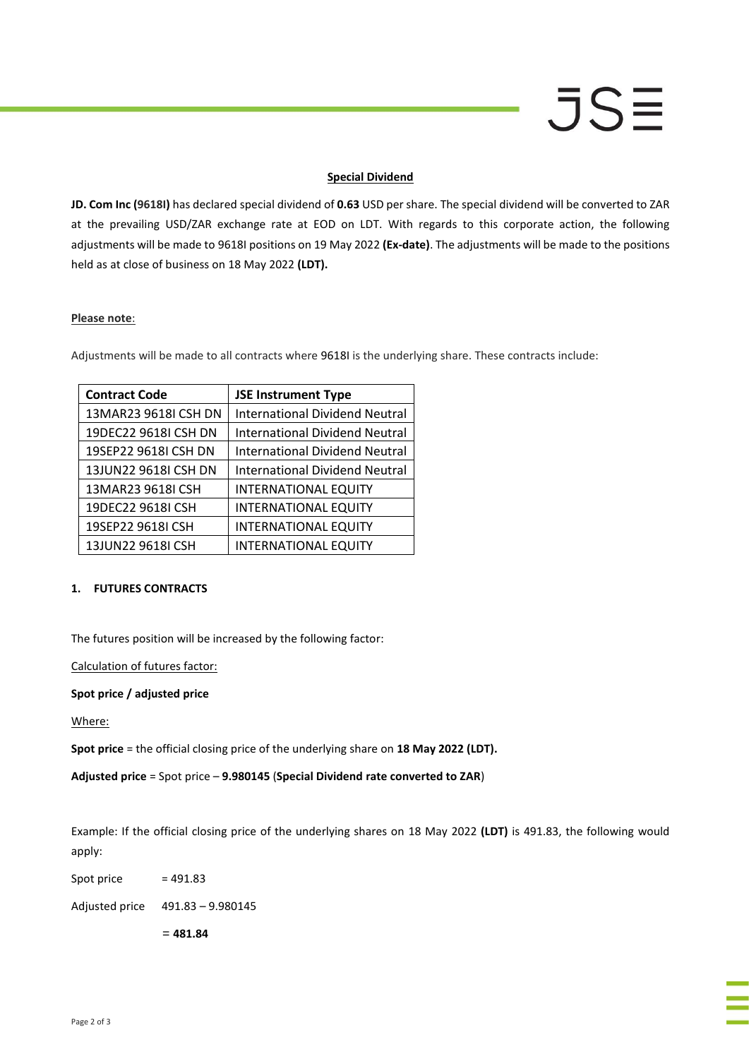## Special Dividend

**JD. Com Inc (9618I)** has declared special dividend of **0.63** USD per share. The special dividend will be converted to ZAR at the prevailing USD/ZAR exchange rate at EOD on LDT. With regards to this corporate action, the following adjustments will be made to 9618I positions on 19 May 2022 **(Ex-date)**. The adjustments will be made to the positions held as at close of business on 18 May 2022 **(LDT).**

**Please note**:

Adjustments will be made to all contracts where 9618I is the underlying share. These contracts include:

| Contract Code | JSE Instrument Type |
|---|---|
| 13MAR23 9618I CSH DN | International Dividend Neutral |
| 19DEC22 9618I CSH DN | International Dividend Neutral |
| 19SEP22 9618I CSH DN | International Dividend Neutral |
| 13JUN22 9618I CSH DN | International Dividend Neutral |
| 13MAR23 9618I CSH | INTERNATIONAL EQUITY |
| 19DEC22 9618I CSH | INTERNATIONAL EQUITY |
| 19SEP22 9618I CSH | INTERNATIONAL EQUITY |
| 13JUN22 9618I CSH | INTERNATIONAL EQUITY |

### 1. FUTURES CONTRACTS

The futures position will be increased by the following factor:

Calculation of futures factor:

**Spot price / adjusted price**

Where:

**Spot price** = the official closing price of the underlying share on **18 May 2022 (LDT).**

**Adjusted price** = Spot price – **9.980145** (**Special Dividend rate converted to ZAR**)

Example: If the official closing price of the underlying shares on 18 May 2022 **(LDT)** is 491.83, the following would apply:

Spot price = 491.83

Adjusted price 491.83 – 9.980145

= **481.84**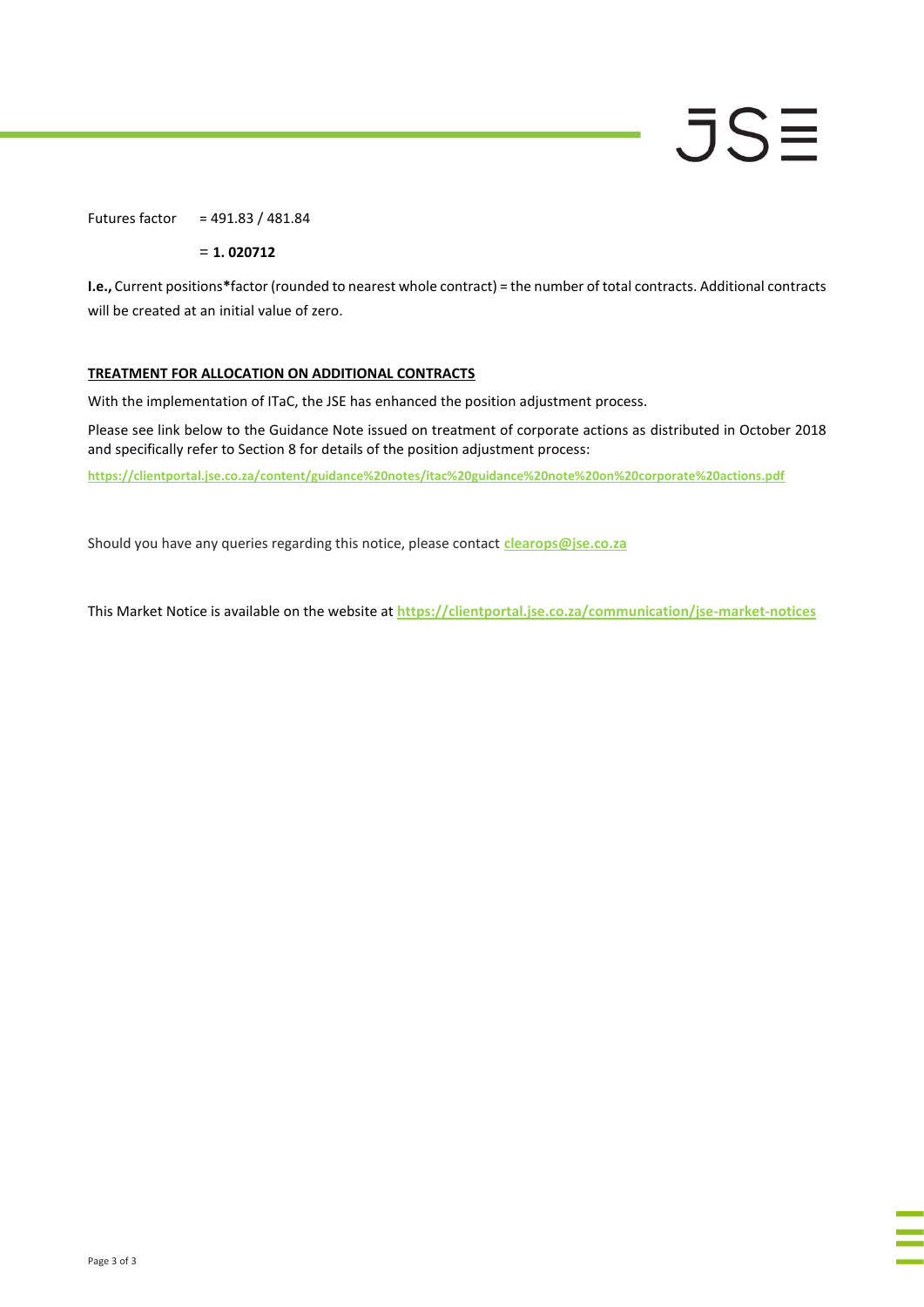Futures factor = 491.83 / 481.84

= **1. 020712**

**I.e.,** Current positions**\***factor (rounded to nearest whole contract) = the number of total contracts. Additional contracts will be created at an initial value of zero.

**TREATMENT FOR ALLOCATION ON ADDITIONAL CONTRACTS**

With the implementation of ITaC, the JSE has enhanced the position adjustment process.

Please see link below to the Guidance Note issued on treatment of corporate actions as distributed in October 2018 and specifically refer to Section 8 for details of the position adjustment process:

**https://clientportal.jse.co.za/content/guidance%20notes/itac%20guidance%20note%20on%20corporate%20actions.pdf**

Should you have any queries regarding this notice, please contact **clearops@jse.co.za**

This Market Notice is available on the website at **https://clientportal.jse.co.za/communication/jse-market-notices**